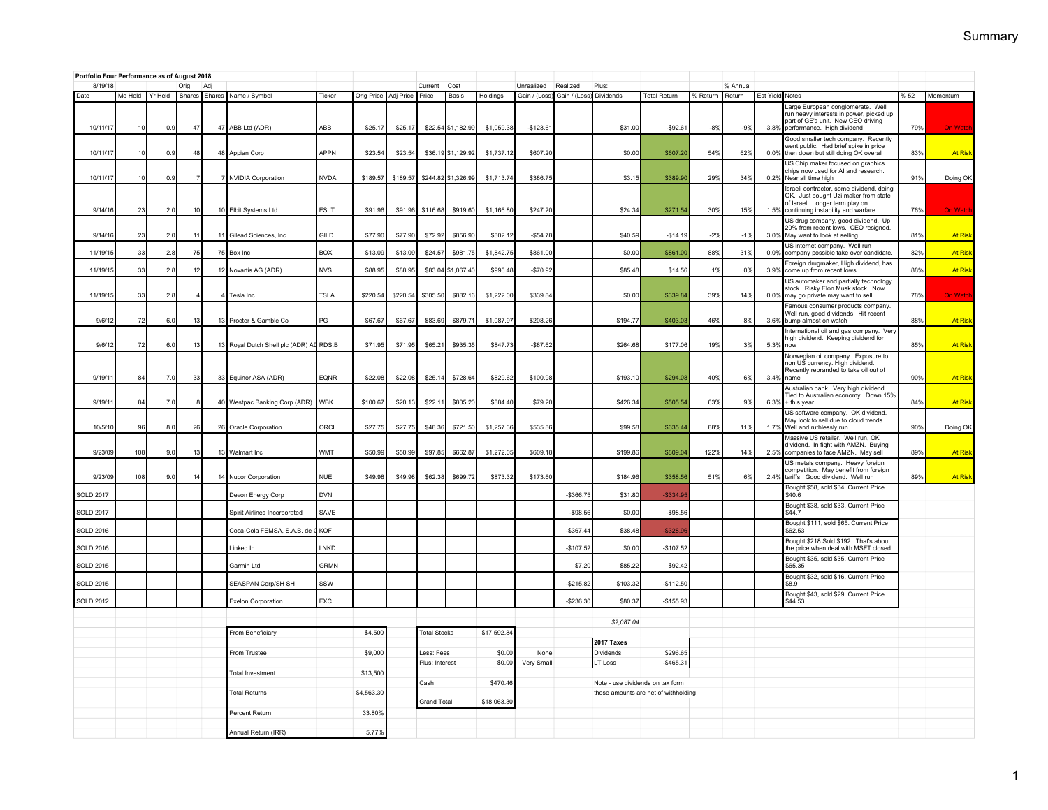# Summary

**Portfolio Four Performance as of August 2018**

| 8/19/18 | | | Orig | Adj | | | | | Current | Cost | | Unrealized | Realized | Plus: | | | % Annual | | | | |
|---|---|---|---|---|---|---|---|---|---|---|---|---|---|---|---|---|---|---|---|---|---|
| Date | Mo Held | Yr Held | Shares | Shares | Name / Symbol | Ticker | Orig Price | Adj Price | Price | Basis | Holdings | Gain / (Loss) | Gain / (Loss) | Dividends | Total Return | % Return | Return | Est Yield | Notes | % 52 | Momentum |
| 10/11/17 | 10 | 0.9 | 47 | 47 | ABB Ltd (ADR) | ABB | $25.17 | $25.17 | $22.54 | $1,182.99 | $1,059.38 | -$123.61 | | $31.00 | -$92.61 | -8% | -9% | 3.8% | Large European conglomerate. Well run heavy interests in power, picked up part of GE's unit. New CEO driving performance. High dividend | 79% | On Watch |
| 10/11/17 | 10 | 0.9 | 48 | 48 | Appian Corp | APPN | $23.54 | $23.54 | $36.19 | $1,129.92 | $1,737.12 | $607.20 | | $0.00 | $607.20 | 54% | 62% | 0.0% | Good smaller tech company. Recently went public. Had brief spike in price then down but still doing OK overall | 83% | At Risk |
| 10/11/17 | 10 | 0.9 | 7 | 7 | NVIDIA Corporation | NVDA | $189.57 | $189.57 | $244.82 | $1,326.99 | $1,713.74 | $386.75 | | $3.15 | $389.90 | 29% | 34% | 0.2% | US Chip maker focused on graphics chips now used for AI and research. Near all time high | 91% | Doing OK |
| 9/14/16 | 23 | 2.0 | 10 | 10 | Elbit Systems Ltd | ESLT | $91.96 | $91.96 | $116.68 | $919.60 | $1,166.80 | $247.20 | | $24.34 | $271.54 | 30% | 15% | 1.5% | Israeli contractor, some dividend, doing OK. Just bought Uzi maker from state of Israel. Longer term play on continuing instability and warfare | 76% | On Watch |
| 9/14/16 | 23 | 2.0 | 11 | 11 | Gilead Sciences, Inc. | GILD | $77.90 | $77.90 | $72.92 | $856.90 | $802.12 | -$54.78 | | $40.59 | -$14.19 | -2% | -1% | 3.0% | US drug company, good dividend. Up 20% from recent lows. CEO resigned. May want to look at selling | 81% | At Risk |
| 11/19/15 | 33 | 2.8 | 75 | 75 | Box Inc | BOX | $13.09 | $13.09 | $24.57 | $981.75 | $1,842.75 | $861.00 | | $0.00 | $861.00 | 88% | 31% | 0.0% | US internet company. Well run company possible take over candidate. | 82% | At Risk |
| 11/19/15 | 33 | 2.8 | 12 | 12 | Novartis AG (ADR) | NVS | $88.95 | $88.95 | $83.04 | $1,067.40 | $996.48 | -$70.92 | | $85.48 | $14.56 | 1% | 0% | 3.9% | Foreign drugmaker, High dividend, has come up from recent lows. | 88% | At Risk |
| 11/19/15 | 33 | 2.8 | 4 | 4 | Tesla Inc | TSLA | $220.54 | $220.54 | $305.50 | $882.16 | $1,222.00 | $339.84 | | $0.00 | $339.84 | 39% | 14% | 0.0% | US automaker and partially technology stock. Risky Elon Musk stock. Now may go private may want to sell | 78% | On Watch |
| 9/6/12 | 72 | 6.0 | 13 | 13 | Procter & Gamble Co | PG | $67.67 | $67.67 | $83.69 | $879.71 | $1,087.97 | $208.26 | | $194.77 | $403.03 | 46% | 8% | 3.6% | Famous consumer products company. Well run, good dividends. Hit recent bump almost on watch | 88% | At Risk |
| 9/6/12 | 72 | 6.0 | 13 | 13 | Royal Dutch Shell plc (ADR) AD | RDS.B | $71.95 | $71.95 | $65.21 | $935.35 | $847.73 | -$87.62 | | $264.68 | $177.06 | 19% | 3% | 5.3% | International oil and gas company. Very high dividend. Keeping dividend for now | 85% | At Risk |
| 9/19/11 | 84 | 7.0 | 33 | 33 | Equinor ASA (ADR) | EQNR | $22.08 | $22.08 | $25.14 | $728.64 | $829.62 | $100.98 | | $193.10 | $294.08 | 40% | 6% | 3.4% | Norwegian oil company. Exposure to non US currency. High dividend. Recently rebranded to take oil out of name | 90% | At Risk |
| 9/19/11 | 84 | 7.0 | 8 | 40 | Westpac Banking Corp (ADR) | WBK | $100.67 | $20.13 | $22.11 | $805.20 | $884.40 | $79.20 | | $426.34 | $505.54 | 63% | 9% | 6.3% | Australian bank. Very high dividend. Tied to Australian economy. Down 15% + this year | 84% | At Risk |
| 10/5/10 | 96 | 8.0 | 26 | 26 | Oracle Corporation | ORCL | $27.75 | $27.75 | $48.36 | $721.50 | $1,257.36 | $535.86 | | $99.58 | $635.44 | 88% | 11% | 1.7% | US software company. OK dividend. May look to sell due to cloud trends. Well and ruthlessly run | 90% | Doing OK |
| 9/23/09 | 108 | 9.0 | 13 | 13 | Walmart Inc | WMT | $50.99 | $50.99 | $97.85 | $662.87 | $1,272.05 | $609.18 | | $199.86 | $809.04 | 122% | 14% | 2.5% | Massive US retailer. Well run, OK dividend. In fight with AMZN. Buying companies to face AMZN. May sell | 89% | At Risk |
| 9/23/09 | 108 | 9.0 | 14 | 14 | Nucor Corporation | NUE | $49.98 | $49.98 | $62.38 | $699.72 | $873.32 | $173.60 | | $184.96 | $358.56 | 51% | 6% | 2.4% | US metals company. Heavy foreign competition. May benefit from foreign tariffs. Good dividend. Well run | 89% | At Risk |
| SOLD 2017 | | | | | Devon Energy Corp | DVN | | | | | | | -$366.75 | $31.80 | -$334.95 | | | | Bought $58, sold $34. Current Price $40.6 | | |
| SOLD 2017 | | | | | Spirit Airlines Incorporated | SAVE | | | | | | | -$98.56 | $0.00 | -$98.56 | | | | Bought $38, sold $33. Current Price $44.7 | | |
| SOLD 2016 | | | | | Coca-Cola FEMSA, S.A.B. de C | KOF | | | | | | | -$367.44 | $38.48 | -$328.96 | | | | Bought $111, sold $65. Current Price $62.53 | | |
| SOLD 2016 | | | | | Linked In | LNKD | | | | | | | -$107.52 | $0.00 | -$107.52 | | | | Bought $218 Sold $192. That's about the price when deal with MSFT closed. | | |
| SOLD 2015 | | | | | Garmin Ltd. | GRMN | | | | | | | $7.20 | $85.22 | $92.42 | | | | Bought $35, sold $35. Current Price $65.35 | | |
| SOLD 2015 | | | | | SEASPAN Corp/SH SH | SSW | | | | | | | -$215.82 | $103.32 | -$112.50 | | | | Bought $32, sold $16. Current Price $8.9 | | |
| SOLD 2012 | | | | | Exelon Corporation | EXC | | | | | | | -$236.30 | $80.37 | -$155.93 | | | | Bought $43, sold $29. Current Price $44.53 | | |
| | | | | | | | | | | | | | | *$2,087.04* | | | | | | | |

| | |
|---|---|
| From Beneficiary | $4,500 |
| From Trustee | $9,000 |
| Total Investment | $13,500 |
| Total Returns | $4,563.30 |
| Percent Return | 33.80% |
| Annual Return (IRR) | 5.77% |

| | | |
|---|---|---|
| Total Stocks | $17,592.84 | |
| Less: Fees | $0.00 | None |
| Plus: Interest | $0.00 | Very Small |
| Cash | $470.46 | |
| Grand Total | $18,063.30 | |

| 2017 Taxes | |
|---|---|
| Dividends | $296.65 |
| LT Loss | -$465.31 |

Note - use dividends on tax form
these amounts are net of withholding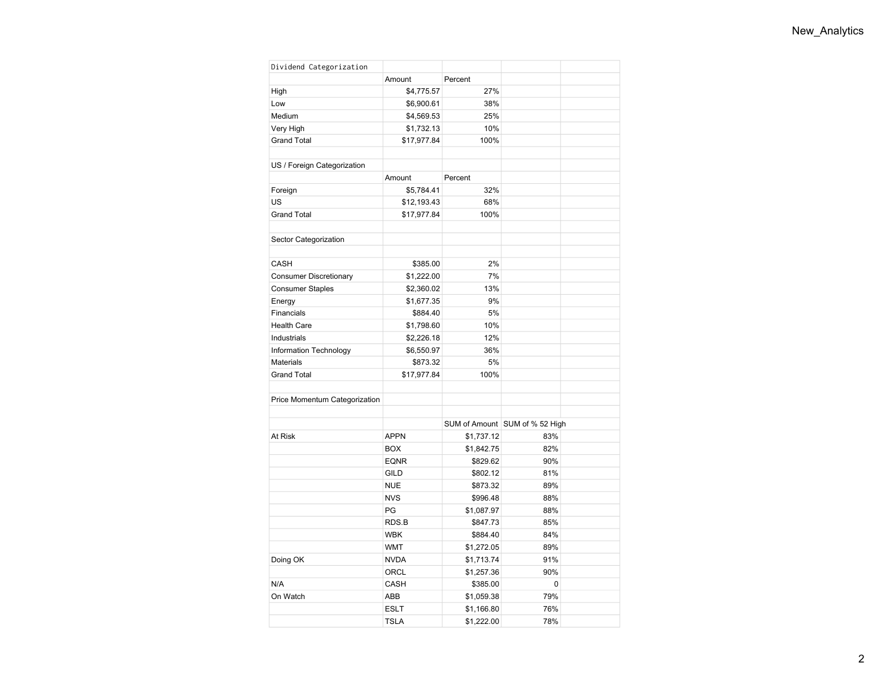| Dividend Categorization | | | | |
|---|---|---|---|---|
| | Amount | Percent | | |
| High | $4,775.57 | 27% | | |
| Low | $6,900.61 | 38% | | |
| Medium | $4,569.53 | 25% | | |
| Very High | $1,732.13 | 10% | | |
| Grand Total | $17,977.84 | 100% | | |
| | | | | |
| US / Foreign Categorization | | | | |
| | Amount | Percent | | |
| Foreign | $5,784.41 | 32% | | |
| US | $12,193.43 | 68% | | |
| Grand Total | $17,977.84 | 100% | | |
| | | | | |
| Sector Categorization | | | | |
| | | | | |
| CASH | $385.00 | 2% | | |
| Consumer Discretionary | $1,222.00 | 7% | | |
| Consumer Staples | $2,360.02 | 13% | | |
| Energy | $1,677.35 | 9% | | |
| Financials | $884.40 | 5% | | |
| Health Care | $1,798.60 | 10% | | |
| Industrials | $2,226.18 | 12% | | |
| Information Technology | $6,550.97 | 36% | | |
| Materials | $873.32 | 5% | | |
| Grand Total | $17,977.84 | 100% | | |
| | | | | |
| Price Momentum Categorization | | | | |
| | | | | |
| | | SUM of Amount | SUM of % 52 High | |
| At Risk | APPN | $1,737.12 | 83% | |
| | BOX | $1,842.75 | 82% | |
| | EQNR | $829.62 | 90% | |
| | GILD | $802.12 | 81% | |
| | NUE | $873.32 | 89% | |
| | NVS | $996.48 | 88% | |
| | PG | $1,087.97 | 88% | |
| | RDS.B | $847.73 | 85% | |
| | WBK | $884.40 | 84% | |
| | WMT | $1,272.05 | 89% | |
| Doing OK | NVDA | $1,713.74 | 91% | |
| | ORCL | $1,257.36 | 90% | |
| N/A | CASH | $385.00 | 0 | |
| On Watch | ABB | $1,059.38 | 79% | |
| | ESLT | $1,166.80 | 76% | |
| | TSLA | $1,222.00 | 78% | |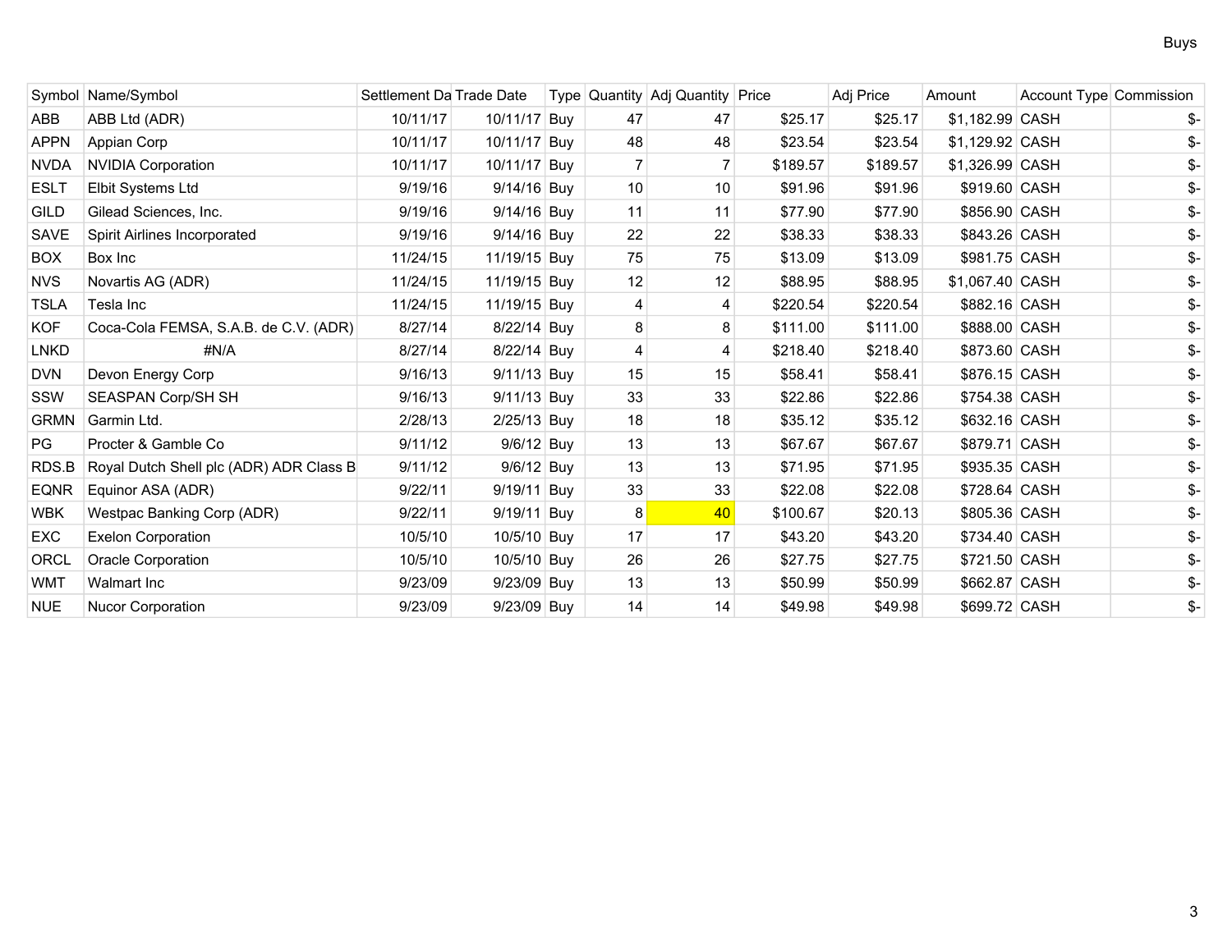| Symbol | Name/Symbol | Settlement Da | Trade Date | Type | Quantity | Adj Quantity | Price | Adj Price | Amount | Account Type | Commission |
|---|---|---|---|---|---|---|---|---|---|---|---|
| ABB | ABB Ltd (ADR) | 10/11/17 | 10/11/17 | Buy | 47 | 47 | $25.17 | $25.17 | $1,182.99 | CASH | $- |
| APPN | Appian Corp | 10/11/17 | 10/11/17 | Buy | 48 | 48 | $23.54 | $23.54 | $1,129.92 | CASH | $- |
| NVDA | NVIDIA Corporation | 10/11/17 | 10/11/17 | Buy | 7 | 7 | $189.57 | $189.57 | $1,326.99 | CASH | $- |
| ESLT | Elbit Systems Ltd | 9/19/16 | 9/14/16 | Buy | 10 | 10 | $91.96 | $91.96 | $919.60 | CASH | $- |
| GILD | Gilead Sciences, Inc. | 9/19/16 | 9/14/16 | Buy | 11 | 11 | $77.90 | $77.90 | $856.90 | CASH | $- |
| SAVE | Spirit Airlines Incorporated | 9/19/16 | 9/14/16 | Buy | 22 | 22 | $38.33 | $38.33 | $843.26 | CASH | $- |
| BOX | Box Inc | 11/24/15 | 11/19/15 | Buy | 75 | 75 | $13.09 | $13.09 | $981.75 | CASH | $- |
| NVS | Novartis AG (ADR) | 11/24/15 | 11/19/15 | Buy | 12 | 12 | $88.95 | $88.95 | $1,067.40 | CASH | $- |
| TSLA | Tesla Inc | 11/24/15 | 11/19/15 | Buy | 4 | 4 | $220.54 | $220.54 | $882.16 | CASH | $- |
| KOF | Coca-Cola FEMSA, S.A.B. de C.V. (ADR) | 8/27/14 | 8/22/14 | Buy | 8 | 8 | $111.00 | $111.00 | $888.00 | CASH | $- |
| LNKD | #N/A | 8/27/14 | 8/22/14 | Buy | 4 | 4 | $218.40 | $218.40 | $873.60 | CASH | $- |
| DVN | Devon Energy Corp | 9/16/13 | 9/11/13 | Buy | 15 | 15 | $58.41 | $58.41 | $876.15 | CASH | $- |
| SSW | SEASPAN Corp/SH SH | 9/16/13 | 9/11/13 | Buy | 33 | 33 | $22.86 | $22.86 | $754.38 | CASH | $- |
| GRMN | Garmin Ltd. | 2/28/13 | 2/25/13 | Buy | 18 | 18 | $35.12 | $35.12 | $632.16 | CASH | $- |
| PG | Procter & Gamble Co | 9/11/12 | 9/6/12 | Buy | 13 | 13 | $67.67 | $67.67 | $879.71 | CASH | $- |
| RDS.B | Royal Dutch Shell plc (ADR) ADR Class B | 9/11/12 | 9/6/12 | Buy | 13 | 13 | $71.95 | $71.95 | $935.35 | CASH | $- |
| EQNR | Equinor ASA (ADR) | 9/22/11 | 9/19/11 | Buy | 33 | 33 | $22.08 | $22.08 | $728.64 | CASH | $- |
| WBK | Westpac Banking Corp (ADR) | 9/22/11 | 9/19/11 | Buy | 8 | 40 | $100.67 | $20.13 | $805.36 | CASH | $- |
| EXC | Exelon Corporation | 10/5/10 | 10/5/10 | Buy | 17 | 17 | $43.20 | $43.20 | $734.40 | CASH | $- |
| ORCL | Oracle Corporation | 10/5/10 | 10/5/10 | Buy | 26 | 26 | $27.75 | $27.75 | $721.50 | CASH | $- |
| WMT | Walmart Inc | 9/23/09 | 9/23/09 | Buy | 13 | 13 | $50.99 | $50.99 | $662.87 | CASH | $- |
| NUE | Nucor Corporation | 9/23/09 | 9/23/09 | Buy | 14 | 14 | $49.98 | $49.98 | $699.72 | CASH | $- |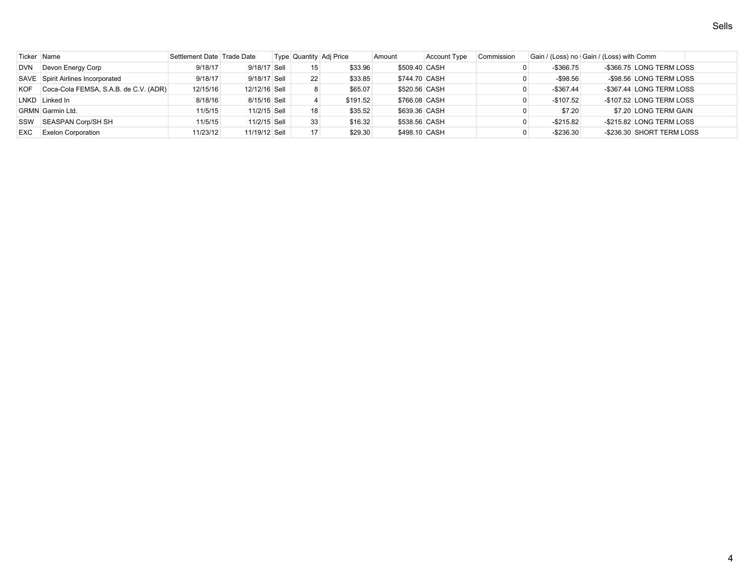# Sells

| Ticker | Name | Settlement Date | Trade Date | Type | Quantity | Adj Price | Amount | Account Type | Commission | Gain / (Loss) no | Gain / (Loss) with Comm | |
|---|---|---|---|---|---|---|---|---|---|---|---|---|
| DVN | Devon Energy Corp | 9/18/17 | 9/18/17 | Sell | 15 | $33.96 | $509.40 | CASH | 0 | -$366.75 | -$366.75 | LONG TERM LOSS |
| SAVE | Spirit Airlines Incorporated | 9/18/17 | 9/18/17 | Sell | 22 | $33.85 | $744.70 | CASH | 0 | -$98.56 | -$98.56 | LONG TERM LOSS |
| KOF | Coca-Cola FEMSA, S.A.B. de C.V. (ADR) | 12/15/16 | 12/12/16 | Sell | 8 | $65.07 | $520.56 | CASH | 0 | -$367.44 | -$367.44 | LONG TERM LOSS |
| LNKD | Linked In | 8/18/16 | 8/15/16 | Sell | 4 | $191.52 | $766.08 | CASH | 0 | -$107.52 | -$107.52 | LONG TERM LOSS |
| GRMN | Garmin Ltd. | 11/5/15 | 11/2/15 | Sell | 18 | $35.52 | $639.36 | CASH | 0 | $7.20 | $7.20 | LONG TERM GAIN |
| SSW | SEASPAN Corp/SH SH | 11/5/15 | 11/2/15 | Sell | 33 | $16.32 | $538.56 | CASH | 0 | -$215.82 | -$215.82 | LONG TERM LOSS |
| EXC | Exelon Corporation | 11/23/12 | 11/19/12 | Sell | 17 | $29.30 | $498.10 | CASH | 0 | -$236.30 | -$236.30 | SHORT TERM LOSS |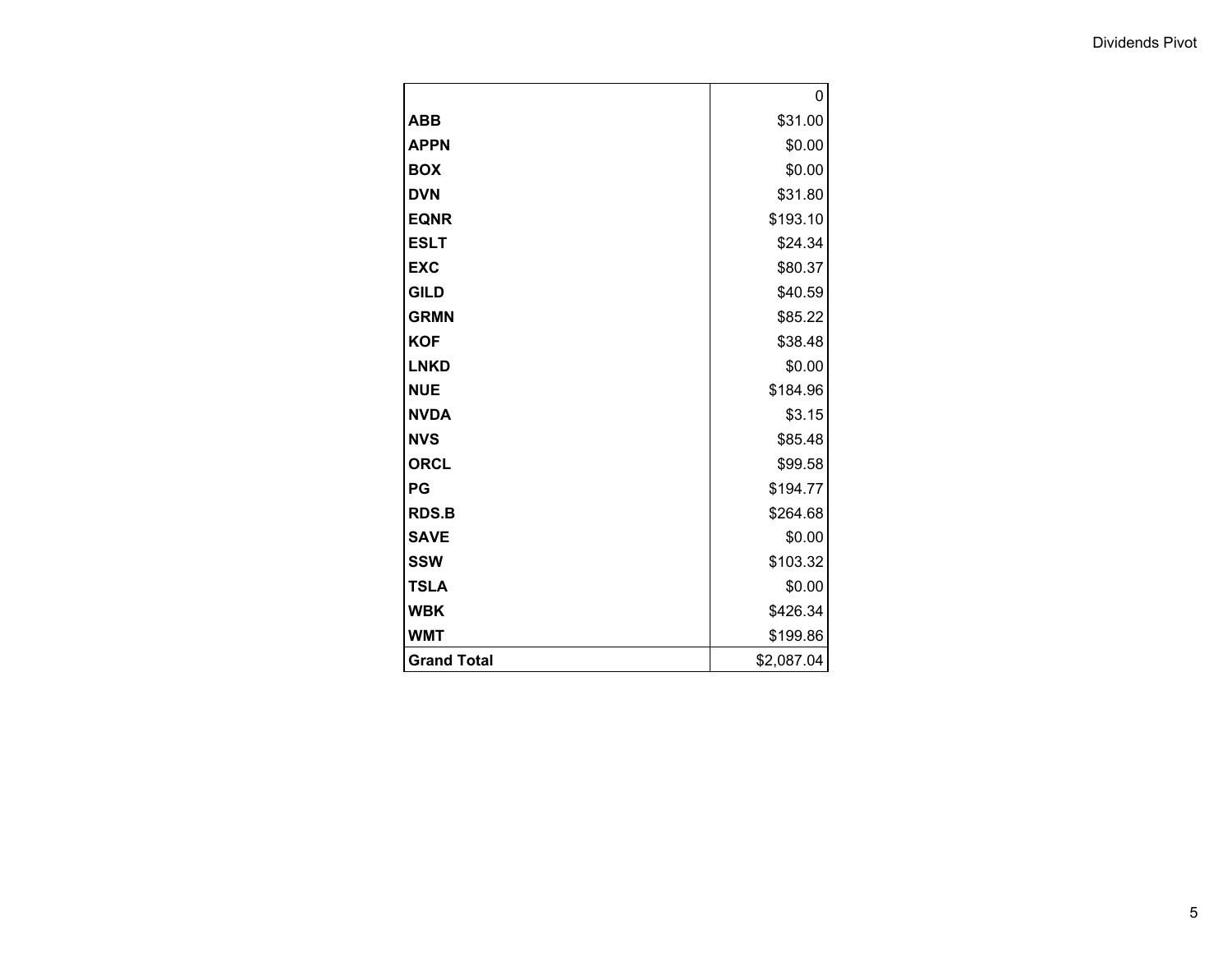| | 0 |
|---|---|
| **ABB** | $31.00 |
| **APPN** | $0.00 |
| **BOX** | $0.00 |
| **DVN** | $31.80 |
| **EQNR** | $193.10 |
| **ESLT** | $24.34 |
| **EXC** | $80.37 |
| **GILD** | $40.59 |
| **GRMN** | $85.22 |
| **KOF** | $38.48 |
| **LNKD** | $0.00 |
| **NUE** | $184.96 |
| **NVDA** | $3.15 |
| **NVS** | $85.48 |
| **ORCL** | $99.58 |
| **PG** | $194.77 |
| **RDS.B** | $264.68 |
| **SAVE** | $0.00 |
| **SSW** | $103.32 |
| **TSLA** | $0.00 |
| **WBK** | $426.34 |
| **WMT** | $199.86 |
| **Grand Total** | $2,087.04 |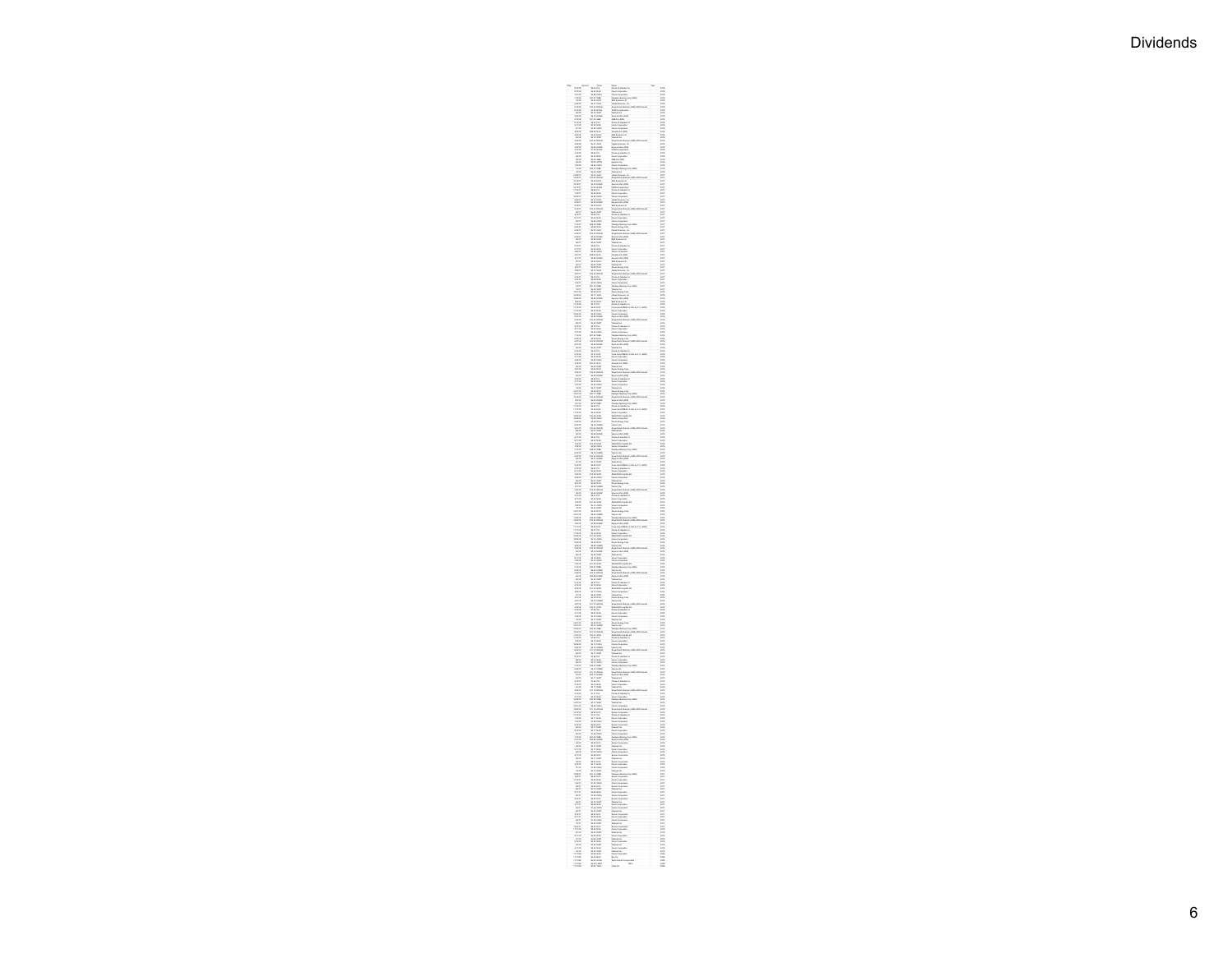# Dividends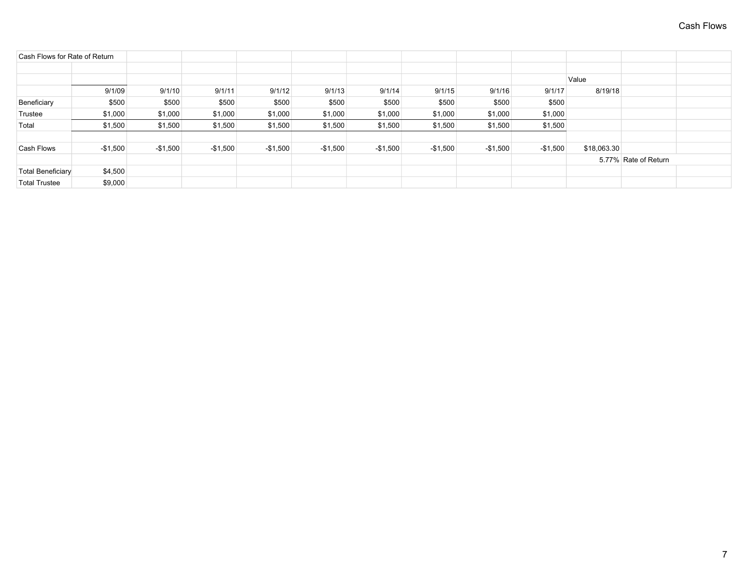| Cash Flows for Rate of Return | | | | | | | | | | | |
|---|---|---|---|---|---|---|---|---|---|---|---|
| | | | | | | | | | | Value | |
| | 9/1/09 | 9/1/10 | 9/1/11 | 9/1/12 | 9/1/13 | 9/1/14 | 9/1/15 | 9/1/16 | 9/1/17 | 8/19/18 | |
| Beneficiary | $500 | $500 | $500 | $500 | $500 | $500 | $500 | $500 | $500 | | |
| Trustee | $1,000 | $1,000 | $1,000 | $1,000 | $1,000 | $1,000 | $1,000 | $1,000 | $1,000 | | |
| Total | $1,500 | $1,500 | $1,500 | $1,500 | $1,500 | $1,500 | $1,500 | $1,500 | $1,500 | | |
| | | | | | | | | | | | |
| Cash Flows | -$1,500 | -$1,500 | -$1,500 | -$1,500 | -$1,500 | -$1,500 | -$1,500 | -$1,500 | -$1,500 | $18,063.30 | |
| | | | | | | | | | | 5.77% | Rate of Return |
| Total Beneficiary | $4,500 | | | | | | | | | | |
| Total Trustee | $9,000 | | | | | | | | | | |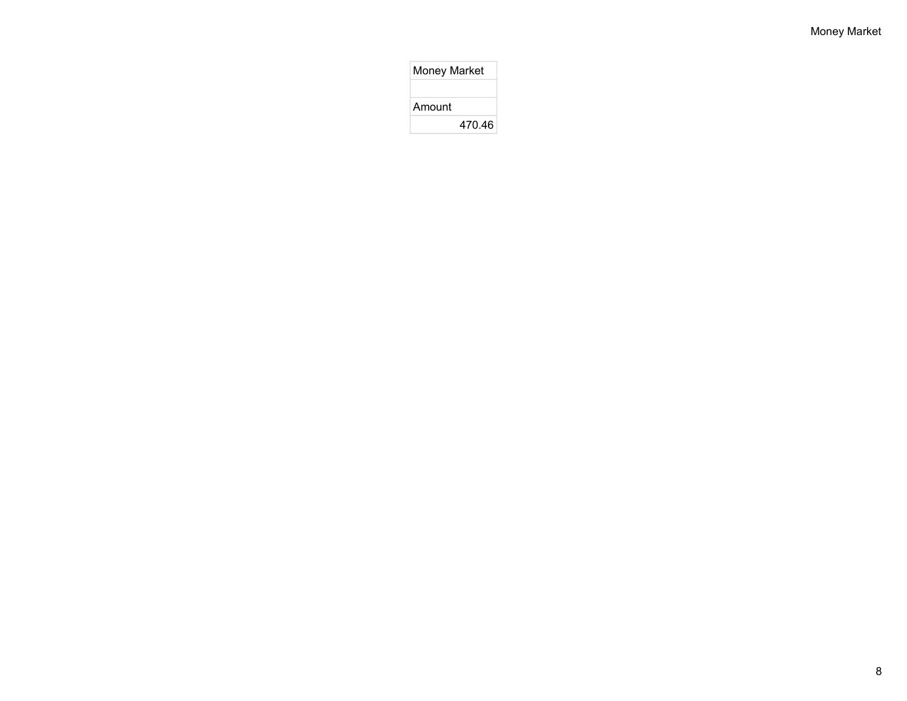| Money Market |
| --- |
| |
| Amount |
| 470.46 |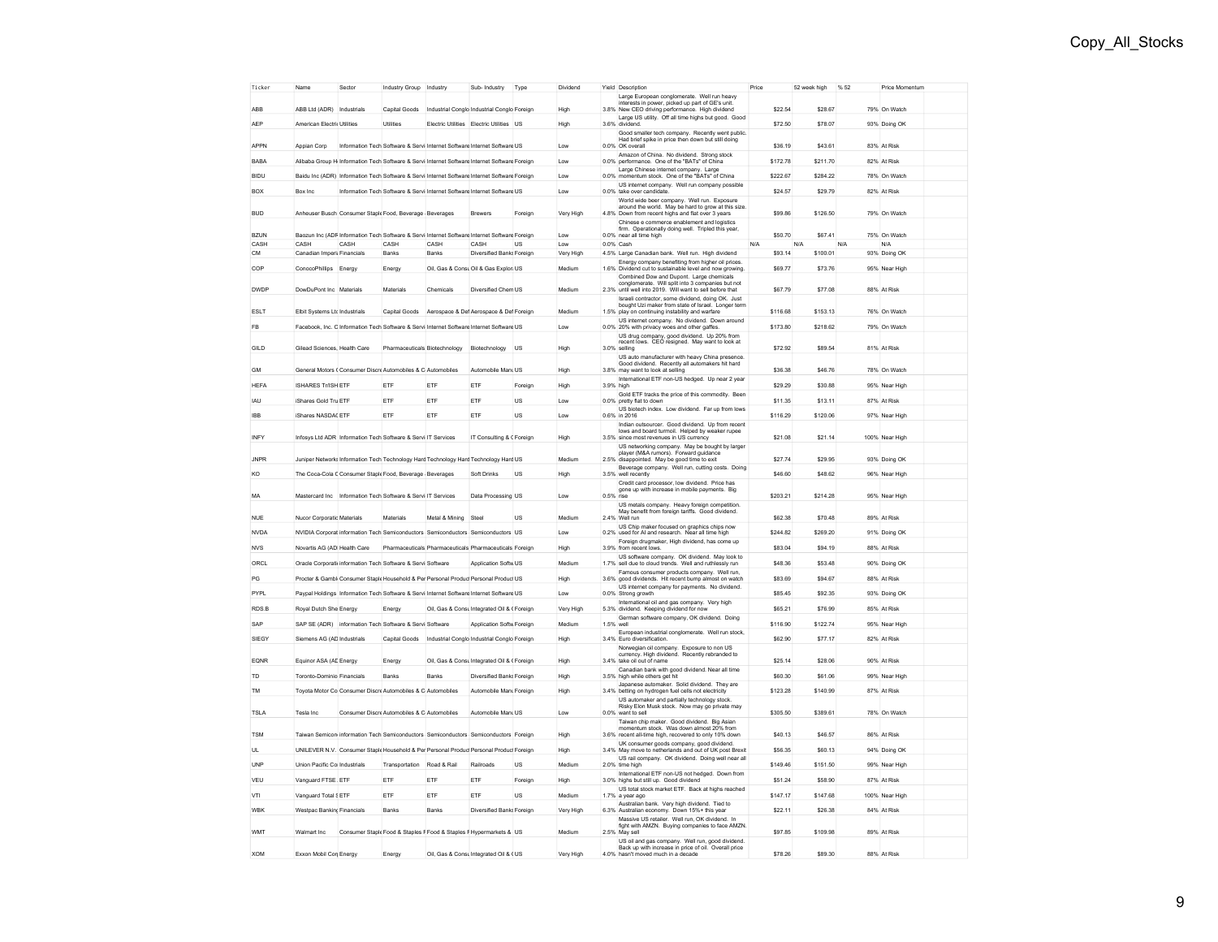| Ticker | Name | Sector | Industry Group | Industry | Sub- Industry | Type | Dividend | Yield | Description | Price | 52 week high | % 52 | Price Momentum |
|---|---|---|---|---|---|---|---|---|---|---|---|---|---|
| ABB | ABB Ltd (ADR) | Industrials | Capital Goods | Industrial Conglo | Industrial Conglo | Foreign | High | 3.8% | Large European conglomerate. Well run heavy interests in power, picked up part of GE's unit. New CEO driving performance. High dividend | $22.54 | $28.67 | 79% | On Watch |
| AEP | American Electri | Utilities | Utilities | Electric Utilities | Electric Utilities | US | High | 3.6% | Large US utility. Off all time highs but good. Good dividend. | $72.50 | $78.07 | 93% | Doing OK |
| APPN | Appian Corp | Information Tech | Software & Servi | Internet Software | Internet Software | US | Low | 0.0% | Good smaller tech company. Recently went public. Had brief spike in price then down but still doing OK overall | $36.19 | $43.61 | 83% | At Risk |
| BABA | Alibaba Group H | Information Tech | Software & Servi | Internet Software | Internet Software | Foreign | Low | 0.0% | Amazon of China. No dividend. Strong stock performance. One of the "BATs" of China | $172.78 | $211.70 | 82% | At Risk |
| BIDU | Baidu Inc (ADR) | Information Tech | Software & Servi | Internet Software | Internet Software | Foreign | Low | 0.0% | Large Chinese internet company. Large momentum stock. One of the "BATs" of China | $222.67 | $284.22 | 78% | On Watch |
| BOX | Box Inc | Information Tech | Software & Servi | Internet Software | Internet Software | US | Low | 0.0% | US internet company. Well run company possible take over candidate. | $24.57 | $29.79 | 82% | At Risk |
| BUD | Anheuser Busch | Consumer Staple | Food, Beverage | Beverages | Brewers | Foreign | Very High | 4.8% | World wide beer company. Well run. Exposure around the world. May be hard to grow at this size. Down from recent highs and flat over 3 years | $99.86 | $126.50 | 79% | On Watch |
| BZUN | Baozun Inc (ADR | Information Tech | Software & Servi | Internet Software | Internet Software | Foreign | Low | 0.0% | Chinese e commerce enablement and logistics firm. Operationally doing well. Tripled this year, near all time high | $50.70 | $67.41 | 75% | On Watch |
| CASH | CASH | CASH | CASH | CASH | CASH | US | Low | 0.0% | Cash | N/A | N/A | N/A | N/A |
| CM | Canadian Imperi | Financials | Banks | Banks | Diversified Banks | Foreign | Very High | 4.5% | Large Canadian bank. Well run. High dividend | $93.14 | $100.01 | 93% | Doing OK |
| COP | ConocoPhillips | Energy | Energy | Oil, Gas & Consu | Oil & Gas Explor | US | Medium | 1.6% | Energy company benefiting from higher oil prices. Dividend cut to sustainable level and now growing. | $69.77 | $73.76 | 95% | Near High |
| DWDP | DowDuPont Inc | Materials | Materials | Chemicals | Diversified Chem | US | Medium | 2.3% | Combined Dow and Dupont. Large chemicals conglomerate. Will split into 3 companies but not until well into 2019. Will want to sell before that | $67.79 | $77.08 | 88% | At Risk |
| ESLT | Elbit Systems Ltd | Industrials | Capital Goods | Aerospace & Def | Aerospace & Def | Foreign | Medium | 1.5% | Israeli contractor, some dividend, doing OK. Just bought Uzi maker from state of Israel. Longer term play on continuing instability and warfare | $116.68 | $153.13 | 76% | On Watch |
| FB | Facebook, Inc. C | Information Tech | Software & Servi | Internet Software | Internet Software | US | Low | 0.0% | US internet company. No dividend. Down around 20% with privacy woes and other gaffes. | $173.80 | $218.62 | 79% | On Watch |
| GILD | Gilead Sciences, | Health Care | Pharmaceuticals | Biotechnology | Biotechnology | US | High | 3.0% | US drug company, good dividend. Up 20% from recent lows. CEO resigned. May want to look at selling | $72.92 | $89.54 | 81% | At Risk |
| GM | General Motors ( | Consumer Discre | Automobiles & C | Automobiles | Automobile Manu | US | High | 3.8% | US auto manufacturer with heavy China presence. Good dividend. Recently all automakers hit hard may want to look at selling | $36.38 | $46.76 | 78% | On Watch |
| HEFA | ISHARES TrISH | ETF | ETF | ETF | ETF | Foreign | High | 3.9% | International ETF non-US hedged. Up near 2 year high | $29.29 | $30.88 | 95% | Near High |
| IAU | iShares Gold Tru | ETF | ETF | ETF | ETF | US | Low | 0.0% | Gold ETF tracks the price of this commodity. Been pretty flat to down | $11.35 | $13.11 | 87% | At Risk |
| IBB | iShares NASDAC | ETF | ETF | ETF | ETF | US | Low | 0.6% | US biotech index. Low dividend. Far up from lows in 2016 | $116.29 | $120.06 | 97% | Near High |
| INFY | Infosys Ltd ADR | Information Tech | Software & Servi | IT Services | IT Consulting & C | Foreign | High | 3.5% | Indian outsourcer. Good dividend. Up from recent lows and board turmoil. Helped by weaker rupee since most revenues in US currency | $21.08 | $21.14 | 100% | Near High |
| JNPR | Juniper Networks | Information Tech | Technology Hard | Technology Hard | Technology Hard | US | Medium | 2.5% | US networking company. May be bought by larger player (M&A rumors). Forward guidance disappointed. May be good time to exit | $27.74 | $29.95 | 93% | Doing OK |
| KO | The Coca-Cola C | Consumer Staple | Food, Beverage | Beverages | Soft Drinks | US | High | 3.5% | Beverage company. Well run, cutting costs. Doing well recently | $46.60 | $48.62 | 96% | Near High |
| MA | Mastercard Inc | Information Tech | Software & Servi | IT Services | Data Processing | US | Low | 0.5% | Credit card processor, low dividend. Price has gone up with increase in mobile payments. Big rise | $203.21 | $214.28 | 95% | Near High |
| NUE | Nucor Corporatic | Materials | Materials | Metal & Mining | Steel | US | Medium | 2.4% | US metals company. Heavy foreign competition. May benefit from foreign tariffs. Good dividend. Well run | $62.38 | $70.48 | 89% | At Risk |
| NVDA | NVIDIA Corporat | Information Tech | Semiconductors | Semiconductors | Semiconductors | US | Low | 0.2% | US Chip maker focused on graphics chips now used for AI and research. Near all time high | $244.82 | $269.20 | 91% | Doing OK |
| NVS | Novartis AG (AD | Health Care | Pharmaceuticals | Pharmaceuticals | Pharmaceuticals | Foreign | High | 3.9% | Foreign drugmaker, High dividend, has come up from recent lows. | $83.04 | $94.19 | 88% | At Risk |
| ORCL | Oracle Corporati | Information Tech | Software & Servi | Software | Application Softw | US | Medium | 1.7% | US software company. OK dividend. May look to sell due to cloud trends. Well and ruthlessly run | $48.36 | $53.48 | 90% | Doing OK |
| PG | Procter & Gambl | Consumer Staple | Household & Per | Personal Product | Personal Product | US | High | 3.6% | Famous consumer products company. Well run, good dividends. Hit recent bump almost on watch | $83.69 | $94.67 | 88% | At Risk |
| PYPL | Paypal Holdings | Information Tech | Software & Servi | Internet Software | Internet Software | US | Low | 0.0% | US internet company for payments. No dividend. Strong growth | $85.45 | $92.35 | 93% | Doing OK |
| RDS.B | Royal Dutch She | Energy | Energy | Oil, Gas & Consu | Integrated Oil & ( | Foreign | Very High | 5.3% | International oil and gas company. Very high dividend. Keeping dividend for now | $65.21 | $76.99 | 85% | At Risk |
| SAP | SAP SE (ADR) | Information Tech | Software & Servi | Software | Application Softw | Foreign | Medium | 1.5% | German software company, OK dividend. Doing well | $116.90 | $122.74 | 95% | Near High |
| SIEGY | Siemens AG (AD | Industrials | Capital Goods | Industrial Conglo | Industrial Conglo | Foreign | High | 3.4% | European industrial conglomerate. Well run stock, Euro diversification. | $62.90 | $77.17 | 82% | At Risk |
| EQNR | Equinor ASA (AD | Energy | Energy | Oil, Gas & Consu | Integrated Oil & ( | Foreign | High | 3.4% | Norwegian oil company. Exposure to non US currency. High dividend. Recently rebranded to take oil out of name | $25.14 | $28.06 | 90% | At Risk |
| TD | Toronto-Dominio | Financials | Banks | Banks | Diversified Banks | Foreign | High | 3.5% | Canadian bank with good dividend. Near all time high while others get hit | $60.30 | $61.06 | 99% | Near High |
| TM | Toyota Motor Co | Consumer Discre | Automobiles & C | Automobiles | Automobile Manu | Foreign | High | 3.4% | Japanese automaker. Solid dividend. They are betting on hydrogen fuel cells not electricity | $123.28 | $140.99 | 87% | At Risk |
| TSLA | Tesla Inc | Consumer Discre | Automobiles & C | Automobiles | Automobile Manu | US | Low | 0.0% | US automaker and partially technology stock. Risky Elon Musk stock. Now may go private may want to sell | $305.50 | $389.61 | 78% | On Watch |
| TSM | Taiwan Semicon | Information Tech | Semiconductors | Semiconductors | Semiconductors | Foreign | High | 3.6% | Taiwan chip maker. Good dividend. Big Asian momentum stock. Was down almost 20% from recent all-time high, recovered to only 10% down | $40.13 | $46.57 | 86% | At Risk |
| UL | UNILEVER N.V. | Consumer Staple | Household & Per | Personal Product | Personal Product | Foreign | High | 3.4% | UK consumer goods company, good dividend. May move to netherlands and out of UK post Brexit | $56.35 | $60.13 | 94% | Doing OK |
| UNP | Union Pacific Co | Industrials | Transportation | Road & Rail | Railroads | US | Medium | 2.0% | US rail company. OK dividend. Doing well near all time high | $149.46 | $151.50 | 99% | Near High |
| VEU | Vanguard FTSE | ETF | ETF | ETF | ETF | Foreign | High | 3.0% | International ETF non-US not hedged. Down from highs but still up. Good dividend | $51.24 | $58.90 | 87% | At Risk |
| VTI | Vanguard Total S | ETF | ETF | ETF | ETF | US | Medium | 1.7% | US total stock market ETF. Back at highs reached a year ago | $147.17 | $147.68 | 100% | Near High |
| WBK | Westpac Banking | Financials | Banks | Banks | Diversified Banks | Foreign | Very High | 6.3% | Australian bank. Very high dividend. Tied to Australian economy. Down 15%+ this year | $22.11 | $26.38 | 84% | At Risk |
| WMT | Walmart Inc | Consumer Staple | Food & Staples F | Food & Staples F | Hypermarkets & | US | Medium | 2.5% | Massive US retailer. Well run, OK dividend. In fight with AMZN. Buying companies to face AMZN. May sell | $97.85 | $109.98 | 89% | At Risk |
| XOM | Exxon Mobil Cor | Energy | Energy | Oil, Gas & Consu | Integrated Oil & ( | US | Very High | 4.0% | US oil and gas company. Well run, good dividend. Back up with increase in price of oil. Overall price hasn't moved much in a decade | $78.26 | $89.30 | 88% | At Risk |